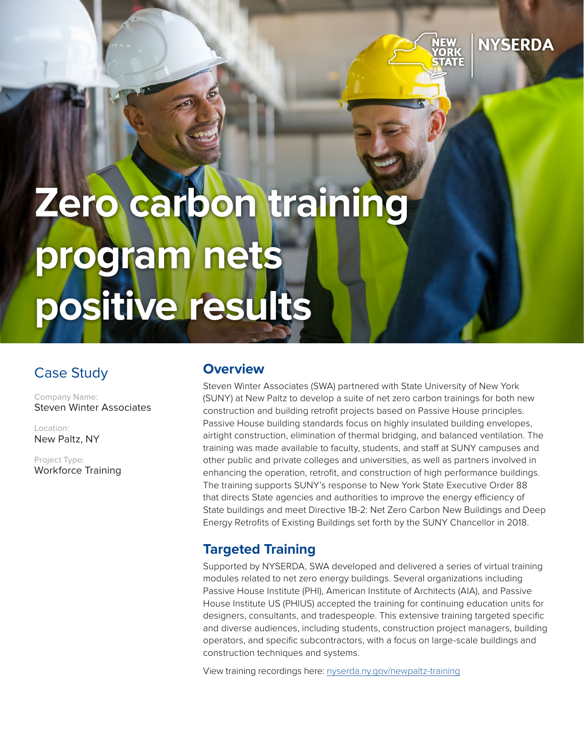# Zero carbon training program nets positive results

## Case Study

Company Name:
Steven Winter Associates

Location:
New Paltz, NY

Project Type:
Workforce Training

## Overview

Steven Winter Associates (SWA) partnered with State University of New York (SUNY) at New Paltz to develop a suite of net zero carbon trainings for both new construction and building retrofit projects based on Passive House principles. Passive House building standards focus on highly insulated building envelopes, airtight construction, elimination of thermal bridging, and balanced ventilation. The training was made available to faculty, students, and staff at SUNY campuses and other public and private colleges and universities, as well as partners involved in enhancing the operation, retrofit, and construction of high performance buildings. The training supports SUNY's response to New York State Executive Order 88 that directs State agencies and authorities to improve the energy efficiency of State buildings and meet Directive 1B-2: Net Zero Carbon New Buildings and Deep Energy Retrofits of Existing Buildings set forth by the SUNY Chancellor in 2018.

## Targeted Training

Supported by NYSERDA, SWA developed and delivered a series of virtual training modules related to net zero energy buildings. Several organizations including Passive House Institute (PHI), American Institute of Architects (AIA), and Passive House Institute US (PHIUS) accepted the training for continuing education units for designers, consultants, and tradespeople. This extensive training targeted specific and diverse audiences, including students, construction project managers, building operators, and specific subcontractors, with a focus on large-scale buildings and construction techniques and systems.

View training recordings here: [nyserda.ny.gov/newpaltz-training](nyserda.ny.gov/newpaltz-training)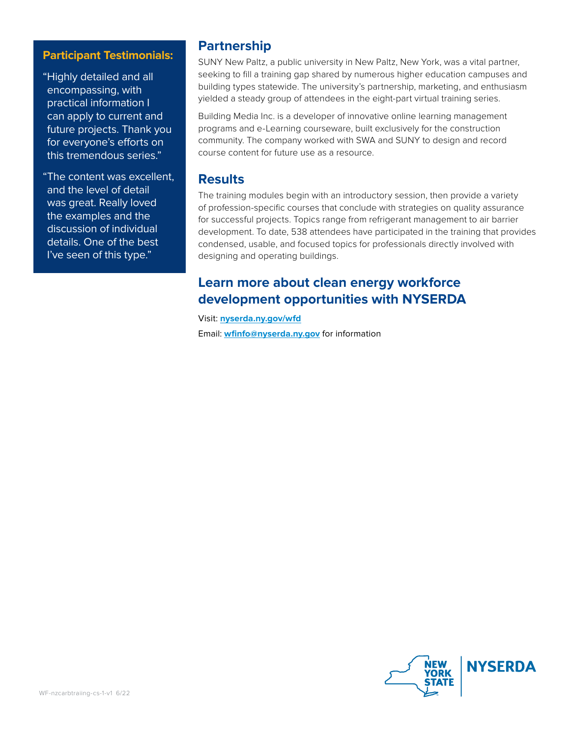**Participant Testimonials:**

"Highly detailed and all encompassing, with practical information I can apply to current and future projects. Thank you for everyone's efforts on this tremendous series."

"The content was excellent, and the level of detail was great. Really loved the examples and the discussion of individual details. One of the best I've seen of this type."

## Partnership

SUNY New Paltz, a public university in New Paltz, New York, was a vital partner, seeking to fill a training gap shared by numerous higher education campuses and building types statewide. The university's partnership, marketing, and enthusiasm yielded a steady group of attendees in the eight-part virtual training series.

Building Media Inc. is a developer of innovative online learning management programs and e-Learning courseware, built exclusively for the construction community. The company worked with SWA and SUNY to design and record course content for future use as a resource.

## Results

The training modules begin with an introductory session, then provide a variety of profession-specific courses that conclude with strategies on quality assurance for successful projects. Topics range from refrigerant management to air barrier development. To date, 538 attendees have participated in the training that provides condensed, usable, and focused topics for professionals directly involved with designing and operating buildings.

## Learn more about clean energy workforce development opportunities with NYSERDA

Visit: **nyserda.ny.gov/wfd**

Email: **wfinfo@nyserda.ny.gov** for information

NEW YORK STATE | NYSERDA

WF-nzcarbtraiing-cs-1-v1 6/22